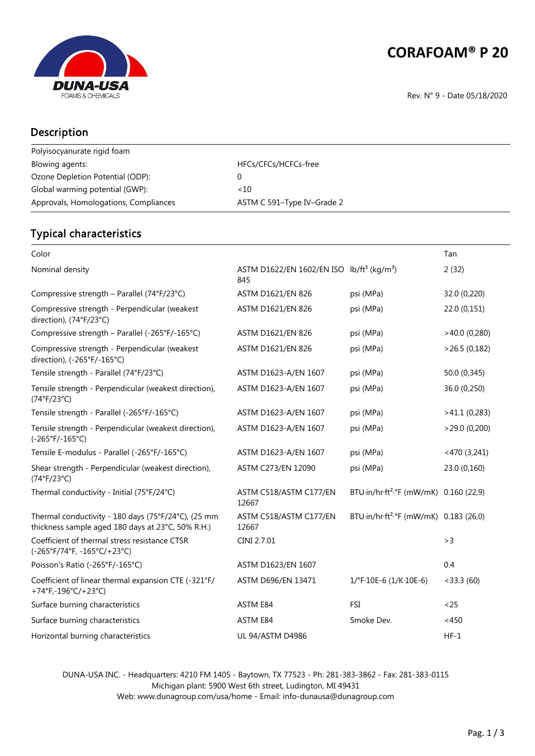# CORAFOAM® P 20

Rev. N° 9 - Date 05/18/2020

## Description

| Polyisocyanurate rigid foam | |
|---|---|
| Blowing agents: | HFCs/CFCs/HCFCs-free |
| Ozone Depletion Potential (ODP): | 0 |
| Global warming potential (GWP): | <10 |
| Approvals, Homologations, Compliances | ASTM C 591–Type IV–Grade 2 |

## Typical characteristics

| Property | Standard | Unit | Value |
|---|---|---|---|
| Color | | | Tan |
| Nominal density | ASTM D1622/EN 1602/EN ISO 845 | lb/ft³ (kg/m³) | 2 (32) |
| Compressive strength – Parallel (74°F/23°C) | ASTM D1621/EN 826 | psi (MPa) | 32.0 (0,220) |
| Compressive strength - Perpendicular (weakest direction), (74°F/23°C) | ASTM D1621/EN 826 | psi (MPa) | 22.0 (0,151) |
| Compressive strength – Parallel (-265°F/-165°C) | ASTM D1621/EN 826 | psi (MPa) | >40.0 (0,280) |
| Compressive strength - Perpendicular (weakest direction), (-265°F/-165°C) | ASTM D1621/EN 826 | psi (MPa) | >26.5 (0,182) |
| Tensile strength - Parallel (74°F/23°C) | ASTM D1623-A/EN 1607 | psi (MPa) | 50.0 (0,345) |
| Tensile strength - Perpendicular (weakest direction), (74°F/23°C) | ASTM D1623-A/EN 1607 | psi (MPa) | 36.0 (0,250) |
| Tensile strength - Parallel (-265°F/-165°C) | ASTM D1623-A/EN 1607 | psi (MPa) | >41.1 (0,283) |
| Tensile strength - Perpendicular (weakest direction), (-265°F/-165°C) | ASTM D1623-A/EN 1607 | psi (MPa) | >29.0 (0,200) |
| Tensile E-modulus - Parallel (-265°F/-165°C) | ASTM D1623-A/EN 1607 | psi (MPa) | <470 (3,241) |
| Shear strength - Perpendicular (weakest direction), (74°F/23°C) | ASTM C273/EN 12090 | psi (MPa) | 23.0 (0,160) |
| Thermal conductivity - Initial (75°F/24°C) | ASTM C518/ASTM C177/EN 12667 | BTU·in/hr·ft²·°F (mW/mK) | 0.160 (22,9) |
| Thermal conductivity - 180 days (75°F/24°C), (25 mm thickness sample aged 180 days at 23°C, 50% R.H.) | ASTM C518/ASTM C177/EN 12667 | BTU·in/hr·ft²·°F (mW/mK) | 0.183 (26,0) |
| Coefficient of thermal stress resistance CTSR (-265°F/74°F, -165°C/+23°C) | CINI 2.7.01 | | >3 |
| Poisson's Ratio (-265°F/-165°C) | ASTM D1623/EN 1607 | | 0.4 |
| Coefficient of linear thermal expansion CTE (-321°F/ +74°F,-196°C/+23°C) | ASTM D696/EN 13471 | 1/°F·10E-6 (1/K·10E-6) | <33.3 (60) |
| Surface burning characteristics | ASTM E84 | FSI | <25 |
| Surface burning characteristics | ASTM E84 | Smoke Dev. | <450 |
| Horizontal burning characteristics | UL 94/ASTM D4986 | | HF-1 |

DUNA-USA INC. - Headquarters: 4210 FM 1405 - Baytown, TX 77523 - Ph: 281-383-3862 - Fax: 281-383-0115
Michigan plant: 5900 West 6th street, Ludington, MI 49431
Web: www.dunagroup.com/usa/home - Email: info-dunausa@dunagroup.com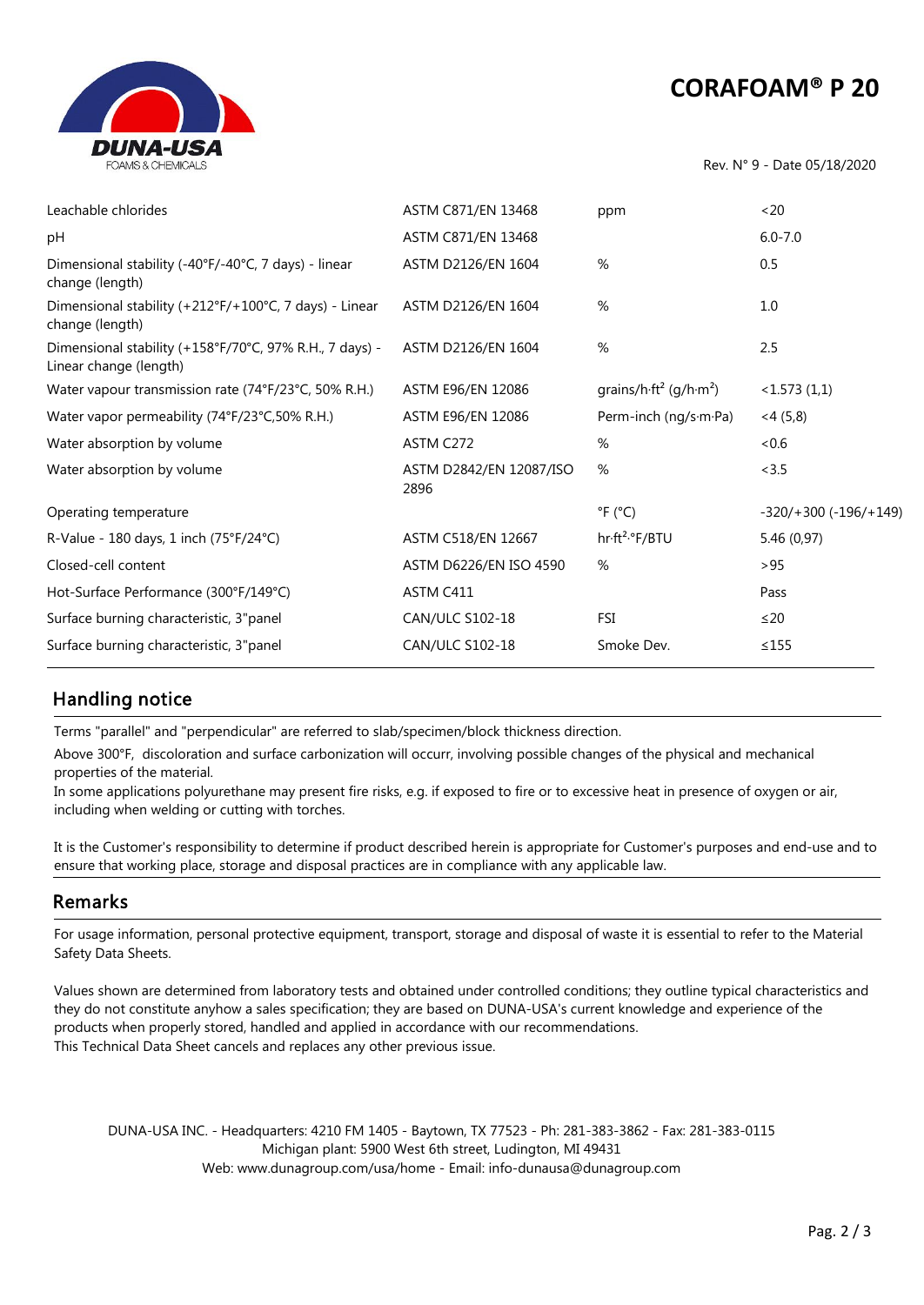# CORAFOAM® P 20

Rev. N° 9 - Date 05/18/2020

| | | | |
|---|---|---|---|
| Leachable chlorides | ASTM C871/EN 13468 | ppm | <20 |
| pH | ASTM C871/EN 13468 | | 6.0-7.0 |
| Dimensional stability (-40°F/-40°C, 7 days) - linear change (length) | ASTM D2126/EN 1604 | % | 0.5 |
| Dimensional stability (+212°F/+100°C, 7 days) - Linear change (length) | ASTM D2126/EN 1604 | % | 1.0 |
| Dimensional stability (+158°F/70°C, 97% R.H., 7 days) - Linear change (length) | ASTM D2126/EN 1604 | % | 2.5 |
| Water vapour transmission rate (74°F/23°C, 50% R.H.) | ASTM E96/EN 12086 | grains/h·ft² (g/h·m²) | <1.573 (1,1) |
| Water vapor permeability (74°F/23°C,50% R.H.) | ASTM E96/EN 12086 | Perm-inch (ng/s·m·Pa) | <4 (5,8) |
| Water absorption by volume | ASTM C272 | % | <0.6 |
| Water absorption by volume | ASTM D2842/EN 12087/ISO 2896 | % | <3.5 |
| Operating temperature | | °F (°C) | -320/+300 (-196/+149) |
| R-Value - 180 days, 1 inch (75°F/24°C) | ASTM C518/EN 12667 | hr·ft²·°F/BTU | 5.46 (0,97) |
| Closed-cell content | ASTM D6226/EN ISO 4590 | % | >95 |
| Hot-Surface Performance (300°F/149°C) | ASTM C411 | | Pass |
| Surface burning characteristic, 3"panel | CAN/ULC S102-18 | FSI | ≤20 |
| Surface burning characteristic, 3"panel | CAN/ULC S102-18 | Smoke Dev. | ≤155 |

## Handling notice

Terms "parallel" and "perpendicular" are referred to slab/specimen/block thickness direction.

Above 300°F, discoloration and surface carbonization will occurr, involving possible changes of the physical and mechanical properties of the material.
In some applications polyurethane may present fire risks, e.g. if exposed to fire or to excessive heat in presence of oxygen or air, including when welding or cutting with torches.

It is the Customer's responsibility to determine if product described herein is appropriate for Customer's purposes and end-use and to ensure that working place, storage and disposal practices are in compliance with any applicable law.

## Remarks

For usage information, personal protective equipment, transport, storage and disposal of waste it is essential to refer to the Material Safety Data Sheets.

Values shown are determined from laboratory tests and obtained under controlled conditions; they outline typical characteristics and they do not constitute anyhow a sales specification; they are based on DUNA-USA's current knowledge and experience of the products when properly stored, handled and applied in accordance with our recommendations.
This Technical Data Sheet cancels and replaces any other previous issue.

DUNA-USA INC. - Headquarters: 4210 FM 1405 - Baytown, TX 77523 - Ph: 281-383-3862 - Fax: 281-383-0115
Michigan plant: 5900 West 6th street, Ludington, MI 49431
Web: www.dunagroup.com/usa/home - Email: info-dunausa@dunagroup.com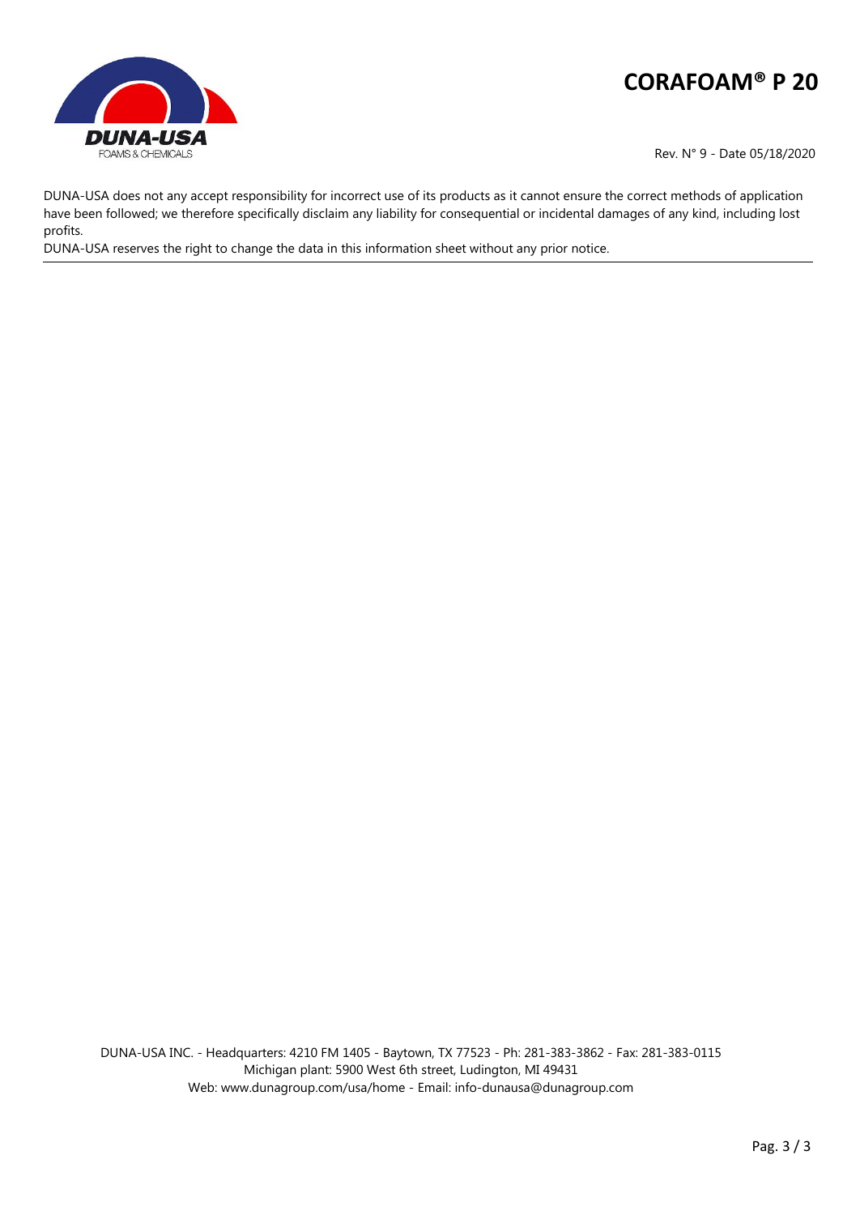DUNA-USA does not any accept responsibility for incorrect use of its products as it cannot ensure the correct methods of application have been followed; we therefore specifically disclaim any liability for consequential or incidental damages of any kind, including lost profits.

DUNA-USA reserves the right to change the data in this information sheet without any prior notice.